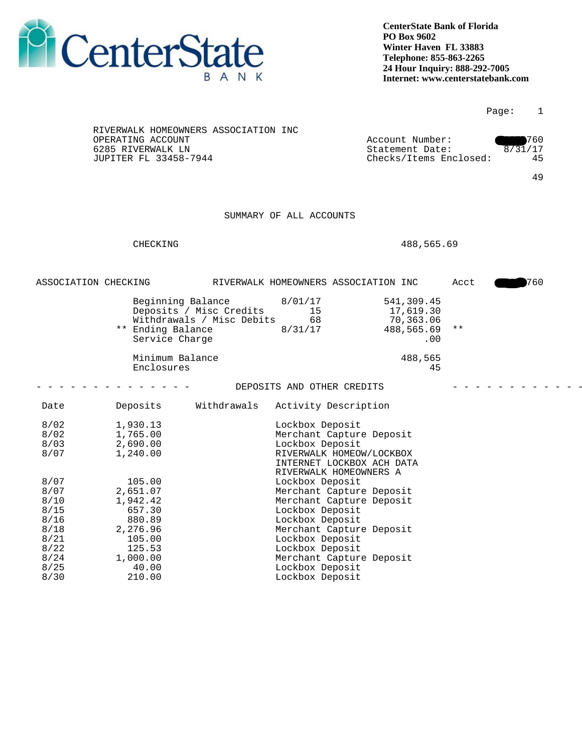CenterState Bank

**CenterState Bank of Florida**
**PO Box 9602**
**Winter Haven FL 33883**
**Telephone: 855-863-2265**
**24 Hour Inquiry: 888-292-7005**
**Internet: www.centerstatebank.com**

Page: 1

RIVERWALK HOMEOWNERS ASSOCIATION INC
OPERATING ACCOUNT
6285 RIVERWALK LN
JUPITER FL 33458-7944

Account Number: ████760
Statement Date: 8/31/17
Checks/Items Enclosed: 45

49

## SUMMARY OF ALL ACCOUNTS

| | |
|---|---|
| CHECKING | 488,565.69 |

ASSOCIATION CHECKING — RIVERWALK HOMEOWNERS ASSOCIATION INC — Acct ████760

| | | | |
|---|---|---|---|
| Beginning Balance | 8/01/17 | 541,309.45 | |
| Deposits / Misc Credits | 15 | 17,619.30 | |
| Withdrawals / Misc Debits | 68 | 70,363.06 | |
| ** Ending Balance | 8/31/17 | 488,565.69 | ** |
| Service Charge | | .00 | |
| Minimum Balance | | 488,565 | |
| Enclosures | | 45 | |

## DEPOSITS AND OTHER CREDITS

| Date | Deposits | Withdrawals | Activity Description |
|---|---|---|---|
| 8/02 | 1,930.13 | | Lockbox Deposit |
| 8/02 | 1,765.00 | | Merchant Capture Deposit |
| 8/03 | 2,690.00 | | Lockbox Deposit |
| 8/07 | 1,240.00 | | RIVERWALK HOMEOW/LOCKBOX INTERNET LOCKBOX ACH DATA RIVERWALK HOMEOWNERS A |
| 8/07 | 105.00 | | Lockbox Deposit |
| 8/07 | 2,651.07 | | Merchant Capture Deposit |
| 8/10 | 1,942.42 | | Merchant Capture Deposit |
| 8/15 | 657.30 | | Lockbox Deposit |
| 8/16 | 880.89 | | Lockbox Deposit |
| 8/18 | 2,276.96 | | Merchant Capture Deposit |
| 8/21 | 105.00 | | Lockbox Deposit |
| 8/22 | 125.53 | | Lockbox Deposit |
| 8/24 | 1,000.00 | | Merchant Capture Deposit |
| 8/25 | 40.00 | | Lockbox Deposit |
| 8/30 | 210.00 | | Lockbox Deposit |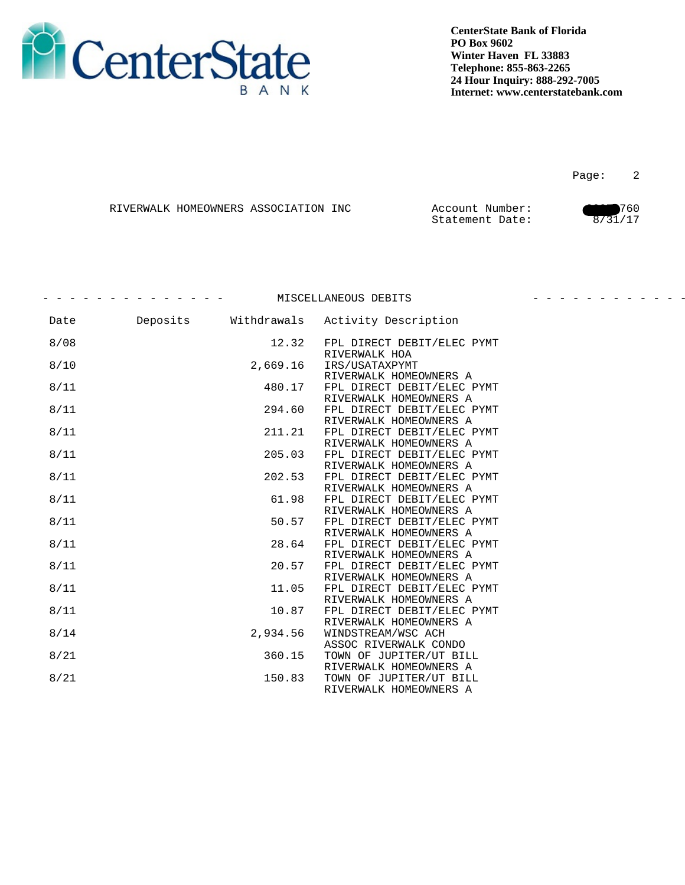**CenterState Bank of Florida**
**PO Box 9602**
**Winter Haven FL 33883**
**Telephone: 855-863-2265**
**24 Hour Inquiry: 888-292-7005**
**Internet: www.centerstatebank.com**

RIVERWALK HOMEOWNERS ASSOCIATION INC

Account Number: 760
Statement Date: 8/31/17

## MISCELLANEOUS DEBITS

| Date | Deposits | Withdrawals | Activity Description |
|---|---|---|---|
| 8/08 | | 12.32 | FPL DIRECT DEBIT/ELEC PYMT RIVERWALK HOA |
| 8/10 | | 2,669.16 | IRS/USATAXPYMT RIVERWALK HOMEOWNERS A |
| 8/11 | | 480.17 | FPL DIRECT DEBIT/ELEC PYMT RIVERWALK HOMEOWNERS A |
| 8/11 | | 294.60 | FPL DIRECT DEBIT/ELEC PYMT RIVERWALK HOMEOWNERS A |
| 8/11 | | 211.21 | FPL DIRECT DEBIT/ELEC PYMT RIVERWALK HOMEOWNERS A |
| 8/11 | | 205.03 | FPL DIRECT DEBIT/ELEC PYMT RIVERWALK HOMEOWNERS A |
| 8/11 | | 202.53 | FPL DIRECT DEBIT/ELEC PYMT RIVERWALK HOMEOWNERS A |
| 8/11 | | 61.98 | FPL DIRECT DEBIT/ELEC PYMT RIVERWALK HOMEOWNERS A |
| 8/11 | | 50.57 | FPL DIRECT DEBIT/ELEC PYMT RIVERWALK HOMEOWNERS A |
| 8/11 | | 28.64 | FPL DIRECT DEBIT/ELEC PYMT RIVERWALK HOMEOWNERS A |
| 8/11 | | 20.57 | FPL DIRECT DEBIT/ELEC PYMT RIVERWALK HOMEOWNERS A |
| 8/11 | | 11.05 | FPL DIRECT DEBIT/ELEC PYMT RIVERWALK HOMEOWNERS A |
| 8/11 | | 10.87 | FPL DIRECT DEBIT/ELEC PYMT RIVERWALK HOMEOWNERS A |
| 8/14 | | 2,934.56 | WINDSTREAM/WSC ACH ASSOC RIVERWALK CONDO |
| 8/21 | | 360.15 | TOWN OF JUPITER/UT BILL RIVERWALK HOMEOWNERS A |
| 8/21 | | 150.83 | TOWN OF JUPITER/UT BILL RIVERWALK HOMEOWNERS A |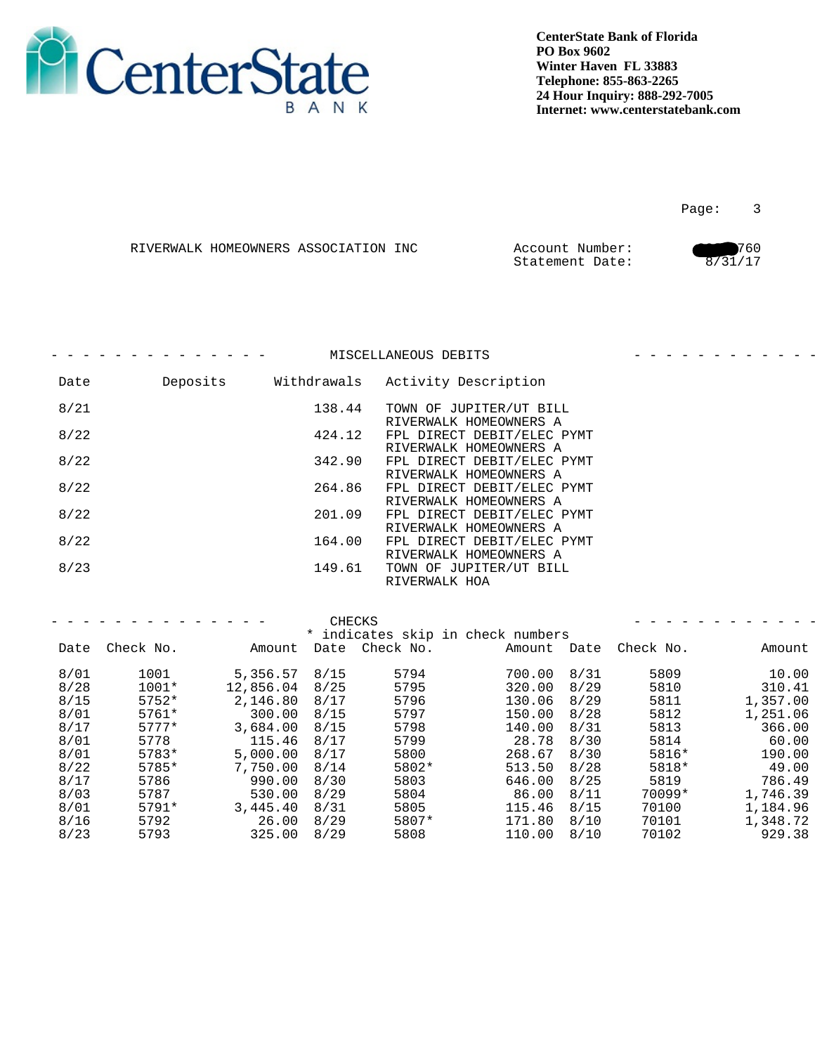**CenterState Bank of Florida**
**PO Box 9602**
**Winter Haven FL 33883**
**Telephone: 855-863-2265**
**24 Hour Inquiry: 888-292-7005**
**Internet: www.centerstatebank.com**

RIVERWALK HOMEOWNERS ASSOCIATION INC

Account Number: 760
Statement Date: 8/31/17

## MISCELLANEOUS DEBITS

| Date | Deposits | Withdrawals | Activity Description |
|---|---|---|---|
| 8/21 | | 138.44 | TOWN OF JUPITER/UT BILL RIVERWALK HOMEOWNERS A |
| 8/22 | | 424.12 | FPL DIRECT DEBIT/ELEC PYMT RIVERWALK HOMEOWNERS A |
| 8/22 | | 342.90 | FPL DIRECT DEBIT/ELEC PYMT RIVERWALK HOMEOWNERS A |
| 8/22 | | 264.86 | FPL DIRECT DEBIT/ELEC PYMT RIVERWALK HOMEOWNERS A |
| 8/22 | | 201.09 | FPL DIRECT DEBIT/ELEC PYMT RIVERWALK HOMEOWNERS A |
| 8/22 | | 164.00 | FPL DIRECT DEBIT/ELEC PYMT RIVERWALK HOMEOWNERS A |
| 8/23 | | 149.61 | TOWN OF JUPITER/UT BILL RIVERWALK HOA |

## CHECKS

\* indicates skip in check numbers

| Date | Check No. | Amount | Date | Check No. | Amount | Date | Check No. | Amount |
|---|---|---|---|---|---|---|---|---|
| 8/01 | 1001 | 5,356.57 | 8/15 | 5794 | 700.00 | 8/31 | 5809 | 10.00 |
| 8/28 | 1001* | 12,856.04 | 8/25 | 5795 | 320.00 | 8/29 | 5810 | 310.41 |
| 8/15 | 5752* | 2,146.80 | 8/17 | 5796 | 130.06 | 8/29 | 5811 | 1,357.00 |
| 8/01 | 5761* | 300.00 | 8/15 | 5797 | 150.00 | 8/28 | 5812 | 1,251.06 |
| 8/17 | 5777* | 3,684.00 | 8/15 | 5798 | 140.00 | 8/31 | 5813 | 366.00 |
| 8/01 | 5778 | 115.46 | 8/17 | 5799 | 28.78 | 8/30 | 5814 | 60.00 |
| 8/01 | 5783* | 5,000.00 | 8/17 | 5800 | 268.67 | 8/30 | 5816* | 190.00 |
| 8/22 | 5785* | 7,750.00 | 8/14 | 5802* | 513.50 | 8/28 | 5818* | 49.00 |
| 8/17 | 5786 | 990.00 | 8/30 | 5803 | 646.00 | 8/25 | 5819 | 786.49 |
| 8/03 | 5787 | 530.00 | 8/29 | 5804 | 86.00 | 8/11 | 70099* | 1,746.39 |
| 8/01 | 5791* | 3,445.40 | 8/31 | 5805 | 115.46 | 8/15 | 70100 | 1,184.96 |
| 8/16 | 5792 | 26.00 | 8/29 | 5807* | 171.80 | 8/10 | 70101 | 1,348.72 |
| 8/23 | 5793 | 325.00 | 8/29 | 5808 | 110.00 | 8/10 | 70102 | 929.38 |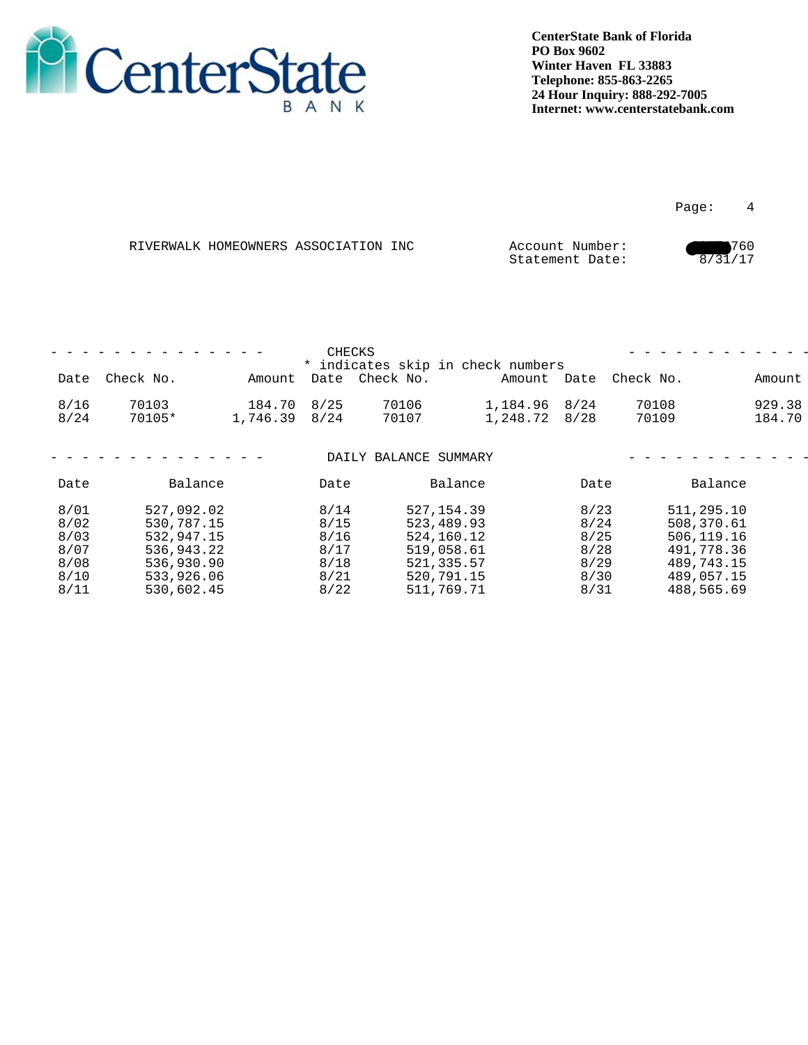**CenterState Bank of Florida**
**PO Box 9602**
**Winter Haven FL 33883**
**Telephone: 855-863-2265**
**24 Hour Inquiry: 888-292-7005**
**Internet: www.centerstatebank.com**

RIVERWALK HOMEOWNERS ASSOCIATION INC

Account Number: 760
Statement Date: 8/31/17

## CHECKS

\* indicates skip in check numbers

| Date | Check No. | Amount | Date | Check No. | Amount | Date | Check No. | Amount |
|---|---|---|---|---|---|---|---|---|
| 8/16 | 70103 | 184.70 | 8/25 | 70106 | 1,184.96 | 8/24 | 70108 | 929.38 |
| 8/24 | 70105* | 1,746.39 | 8/24 | 70107 | 1,248.72 | 8/28 | 70109 | 184.70 |

## DAILY BALANCE SUMMARY

| Date | Balance | Date | Balance | Date | Balance |
|---|---|---|---|---|---|
| 8/01 | 527,092.02 | 8/14 | 527,154.39 | 8/23 | 511,295.10 |
| 8/02 | 530,787.15 | 8/15 | 523,489.93 | 8/24 | 508,370.61 |
| 8/03 | 532,947.15 | 8/16 | 524,160.12 | 8/25 | 506,119.16 |
| 8/07 | 536,943.22 | 8/17 | 519,058.61 | 8/28 | 491,778.36 |
| 8/08 | 536,930.90 | 8/18 | 521,335.57 | 8/29 | 489,743.15 |
| 8/10 | 533,926.06 | 8/21 | 520,791.15 | 8/30 | 489,057.15 |
| 8/11 | 530,602.45 | 8/22 | 511,769.71 | 8/31 | 488,565.69 |